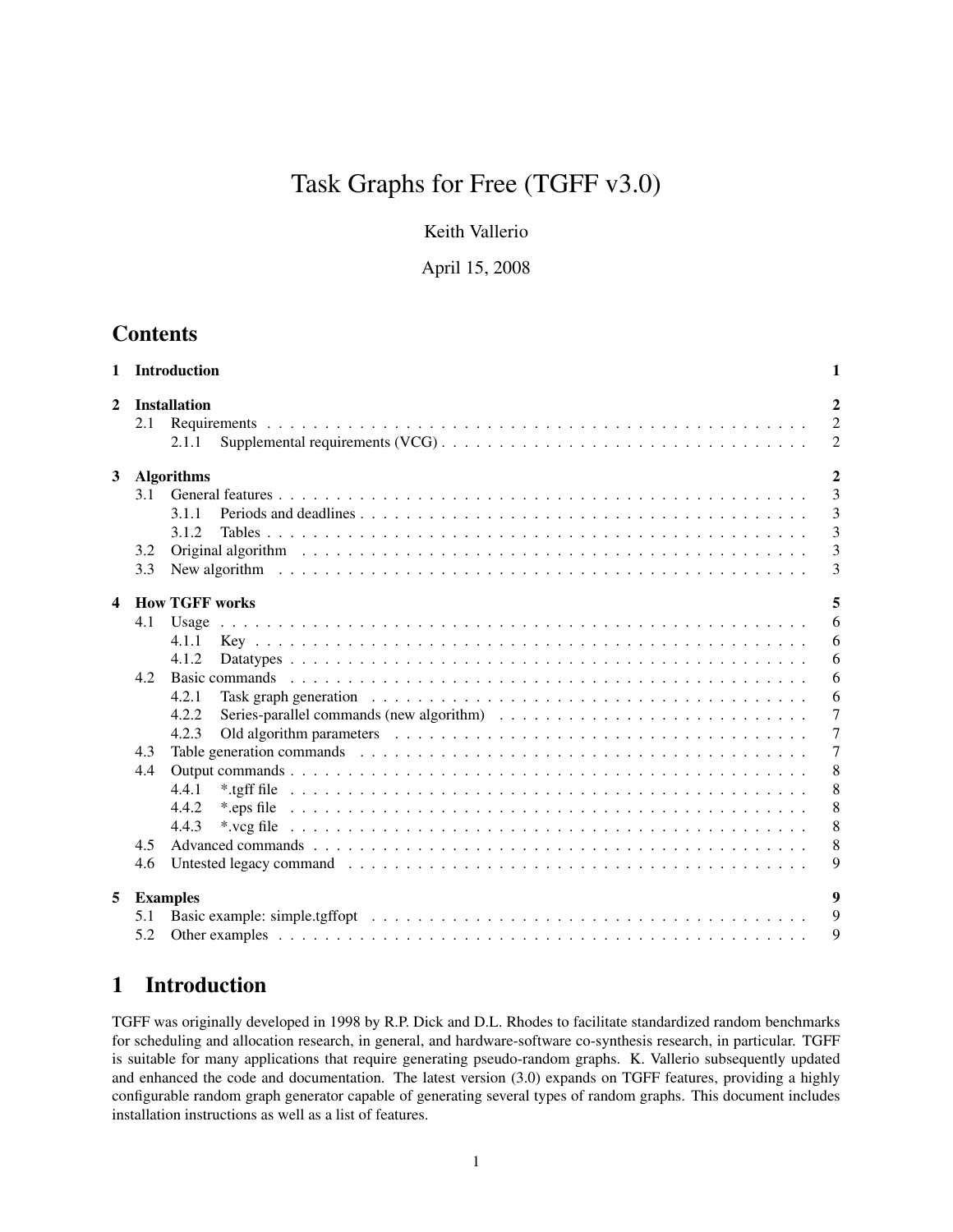# Task Graphs for Free (TGFF v3.0)

Keith Vallerio

April 15, 2008

## Contents

| | | |
|---|---|---|
| **1** | **Introduction** | **1** |
| **2** | **Installation** | **2** |
| 2.1 | Requirements | 2 |
| 2.1.1 | Supplemental requirements (VCG) | 2 |
| **3** | **Algorithms** | **2** |
| 3.1 | General features | 3 |
| 3.1.1 | Periods and deadlines | 3 |
| 3.1.2 | Tables | 3 |
| 3.2 | Original algorithm | 3 |
| 3.3 | New algorithm | 3 |
| **4** | **How TGFF works** | **5** |
| 4.1 | Usage | 6 |
| 4.1.1 | Key | 6 |
| 4.1.2 | Datatypes | 6 |
| 4.2 | Basic commands | 6 |
| 4.2.1 | Task graph generation | 6 |
| 4.2.2 | Series-parallel commands (new algorithm) | 7 |
| 4.2.3 | Old algorithm parameters | 7 |
| 4.3 | Table generation commands | 7 |
| 4.4 | Output commands | 8 |
| 4.4.1 | *.tgff file | 8 |
| 4.4.2 | *.eps file | 8 |
| 4.4.3 | *.vcg file | 8 |
| 4.5 | Advanced commands | 8 |
| 4.6 | Untested legacy command | 9 |
| **5** | **Examples** | **9** |
| 5.1 | Basic example: simple.tgffopt | 9 |
| 5.2 | Other examples | 9 |

## 1 Introduction

TGFF was originally developed in 1998 by R.P. Dick and D.L. Rhodes to facilitate standardized random benchmarks for scheduling and allocation research, in general, and hardware-software co-synthesis research, in particular. TGFF is suitable for many applications that require generating pseudo-random graphs. K. Vallerio subsequently updated and enhanced the code and documentation. The latest version (3.0) expands on TGFF features, providing a highly configurable random graph generator capable of generating several types of random graphs. This document includes installation instructions as well as a list of features.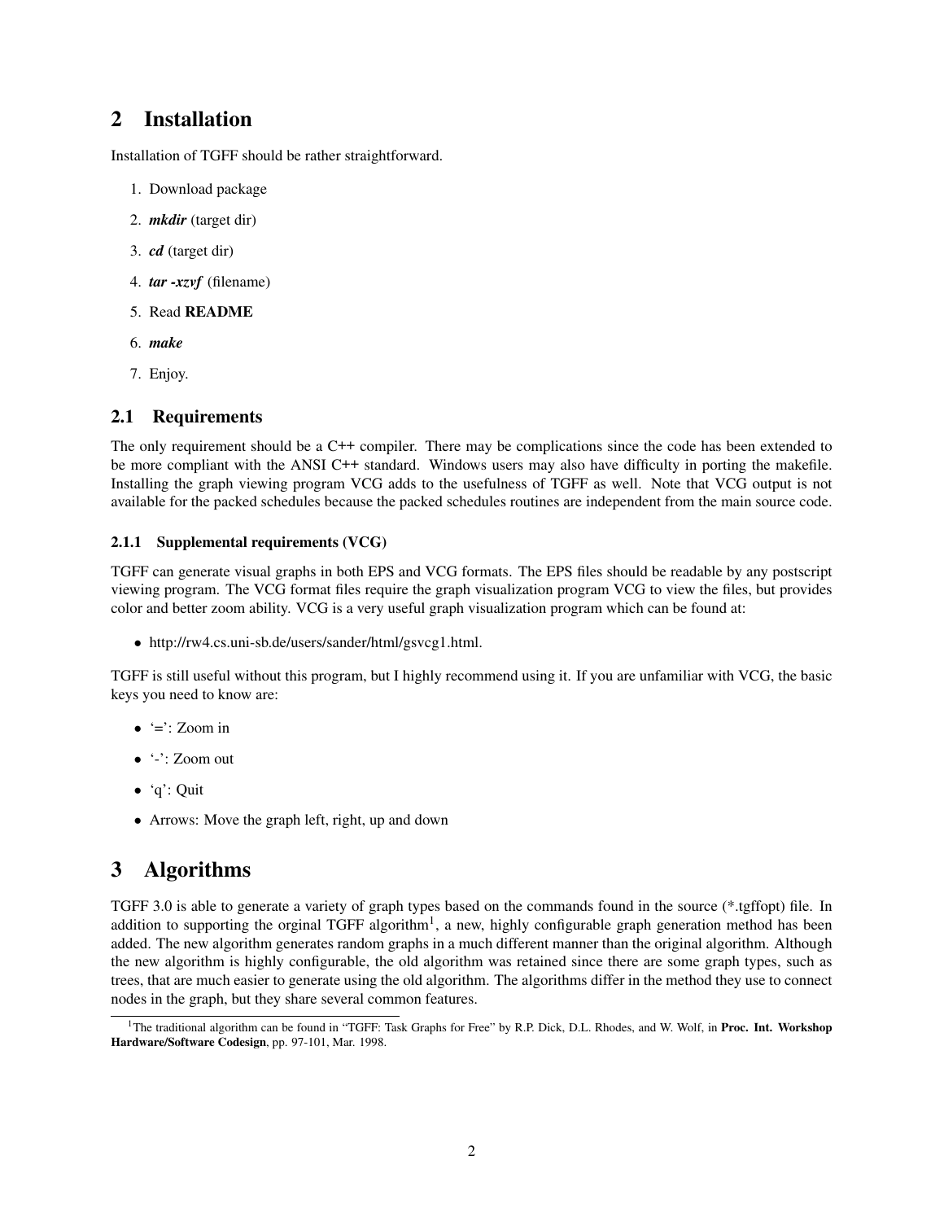## 2 Installation

Installation of TGFF should be rather straightforward.

1. Download package
2. ***mkdir*** (target dir)
3. ***cd*** (target dir)
4. ***tar -xzvf*** (filename)
5. Read **README**
6. ***make***
7. Enjoy.

### 2.1 Requirements

The only requirement should be a C++ compiler. There may be complications since the code has been extended to be more compliant with the ANSI C++ standard. Windows users may also have difficulty in porting the makefile. Installing the graph viewing program VCG adds to the usefulness of TGFF as well. Note that VCG output is not available for the packed schedules because the packed schedules routines are independent from the main source code.

#### 2.1.1 Supplemental requirements (VCG)

TGFF can generate visual graphs in both EPS and VCG formats. The EPS files should be readable by any postscript viewing program. The VCG format files require the graph visualization program VCG to view the files, but provides color and better zoom ability. VCG is a very useful graph visualization program which can be found at:

- http://rw4.cs.uni-sb.de/users/sander/html/gsvcg1.html.

TGFF is still useful without this program, but I highly recommend using it. If you are unfamiliar with VCG, the basic keys you need to know are:

- '=': Zoom in
- '-': Zoom out
- 'q': Quit
- Arrows: Move the graph left, right, up and down

## 3 Algorithms

TGFF 3.0 is able to generate a variety of graph types based on the commands found in the source (*.tgffopt) file. In addition to supporting the orginal TGFF algorithm[1], a new, highly configurable graph generation method has been added. The new algorithm generates random graphs in a much different manner than the original algorithm. Although the new algorithm is highly configurable, the old algorithm was retained since there are some graph types, such as trees, that are much easier to generate using the old algorithm. The algorithms differ in the method they use to connect nodes in the graph, but they share several common features.

[1] The traditional algorithm can be found in "TGFF: Task Graphs for Free" by R.P. Dick, D.L. Rhodes, and W. Wolf, in **Proc. Int. Workshop Hardware/Software Codesign**, pp. 97-101, Mar. 1998.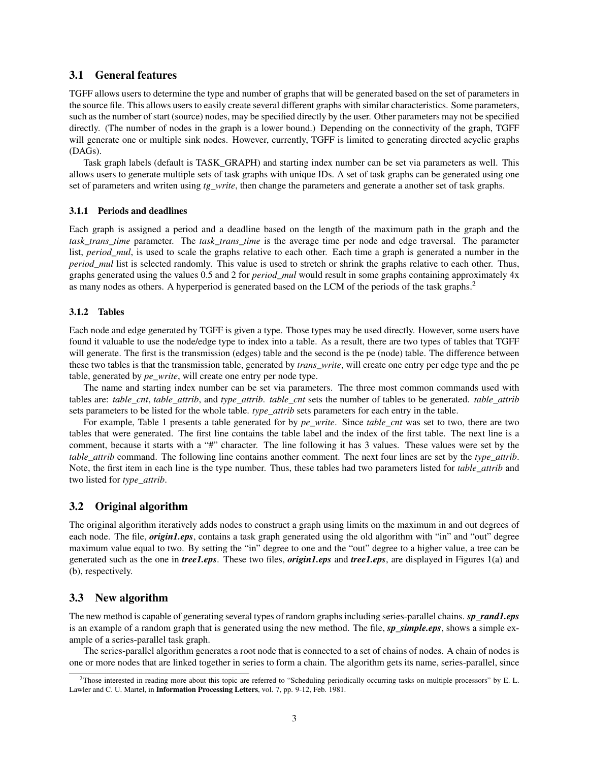## 3.1 General features

TGFF allows users to determine the type and number of graphs that will be generated based on the set of parameters in the source file. This allows users to easily create several different graphs with similar characteristics. Some parameters, such as the number of start (source) nodes, may be specified directly by the user. Other parameters may not be specified directly. (The number of nodes in the graph is a lower bound.) Depending on the connectivity of the graph, TGFF will generate one or multiple sink nodes. However, currently, TGFF is limited to generating directed acyclic graphs (DAGs).

Task graph labels (default is TASK_GRAPH) and starting index number can be set via parameters as well. This allows users to generate multiple sets of task graphs with unique IDs. A set of task graphs can be generated using one set of parameters and writen using *tg_write*, then change the parameters and generate a another set of task graphs.

### 3.1.1 Periods and deadlines

Each graph is assigned a period and a deadline based on the length of the maximum path in the graph and the *task_trans_time* parameter. The *task_trans_time* is the average time per node and edge traversal. The parameter list, *period_mul*, is used to scale the graphs relative to each other. Each time a graph is generated a number in the *period_mul* list is selected randomly. This value is used to stretch or shrink the graphs relative to each other. Thus, graphs generated using the values 0.5 and 2 for *period_mul* would result in some graphs containing approximately 4x as many nodes as others. A hyperperiod is generated based on the LCM of the periods of the task graphs.[2]

### 3.1.2 Tables

Each node and edge generated by TGFF is given a type. Those types may be used directly. However, some users have found it valuable to use the node/edge type to index into a table. As a result, there are two types of tables that TGFF will generate. The first is the transmission (edges) table and the second is the pe (node) table. The difference between these two tables is that the transmission table, generated by *trans_write*, will create one entry per edge type and the pe table, generated by *pe_write*, will create one entry per node type.

The name and starting index number can be set via parameters. The three most common commands used with tables are: *table_cnt*, *table_attrib*, and *type_attrib*. *table_cnt* sets the number of tables to be generated. *table_attrib* sets parameters to be listed for the whole table. *type_attrib* sets parameters for each entry in the table.

For example, Table 1 presents a table generated for by *pe_write*. Since *table_cnt* was set to two, there are two tables that were generated. The first line contains the table label and the index of the first table. The next line is a comment, because it starts with a "#" character. The line following it has 3 values. These values were set by the *table_attrib* command. The following line contains another comment. The next four lines are set by the *type_attrib*. Note, the first item in each line is the type number. Thus, these tables had two parameters listed for *table_attrib* and two listed for *type_attrib*.

## 3.2 Original algorithm

The original algorithm iteratively adds nodes to construct a graph using limits on the maximum in and out degrees of each node. The file, ***origin1.eps***, contains a task graph generated using the old algorithm with "in" and "out" degree maximum value equal to two. By setting the "in" degree to one and the "out" degree to a higher value, a tree can be generated such as the one in ***tree1.eps***. These two files, ***origin1.eps*** and ***tree1.eps***, are displayed in Figures 1(a) and (b), respectively.

## 3.3 New algorithm

The new method is capable of generating several types of random graphs including series-parallel chains. ***sp_rand1.eps*** is an example of a random graph that is generated using the new method. The file, ***sp_simple.eps***, shows a simple example of a series-parallel task graph.

The series-parallel algorithm generates a root node that is connected to a set of chains of nodes. A chain of nodes is one or more nodes that are linked together in series to form a chain. The algorithm gets its name, series-parallel, since

[2] Those interested in reading more about this topic are referred to "Scheduling periodically occurring tasks on multiple processors" by E. L. Lawler and C. U. Martel, in **Information Processing Letters**, vol. 7, pp. 9-12, Feb. 1981.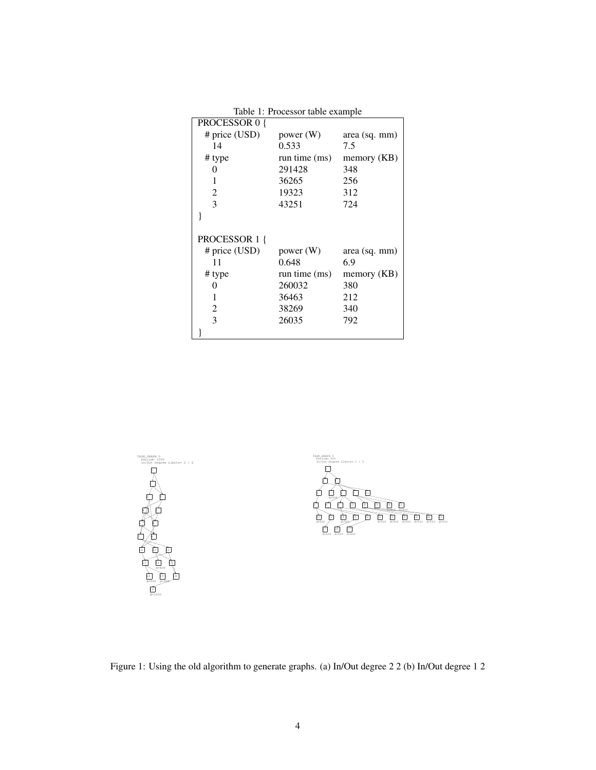Table 1: Processor table example

| PROCESSOR 0 { | | |
|---|---|---|
| # price (USD) | power (W) | area (sq. mm) |
| 14 | 0.533 | 7.5 |
| # type | run time (ms) | memory (KB) |
| 0 | 291428 | 348 |
| 1 | 36265 | 256 |
| 2 | 19323 | 312 |
| 3 | 43251 | 724 |
| } | | |
| | | |
| PROCESSOR 1 { | | |
| # price (USD) | power (W) | area (sq. mm) |
| 11 | 0.648 | 6.9 |
| # type | run time (ms) | memory (KB) |
| 0 | 260032 | 380 |
| 1 | 36463 | 212 |
| 2 | 38269 | 340 |
| 3 | 26035 | 792 |
| } | | |

Figure 1: Using the old algorithm to generate graphs. (a) In/Out degree 2 2 (b) In/Out degree 1 2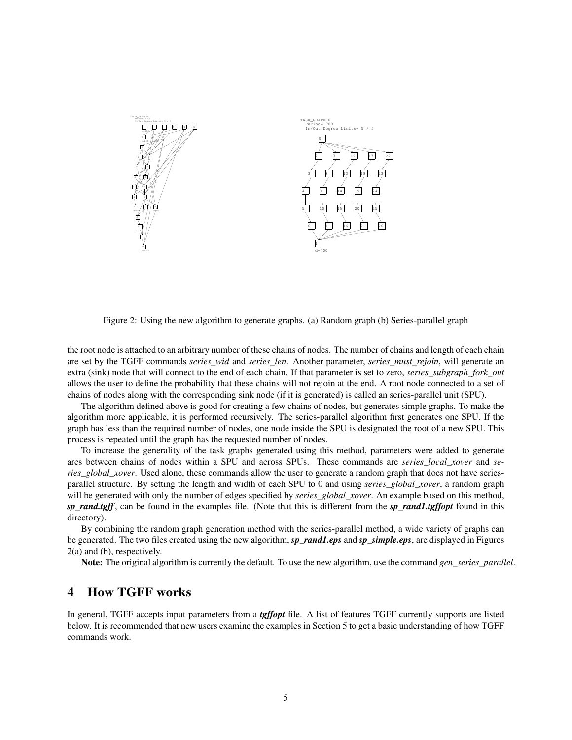Figure 2: Using the new algorithm to generate graphs. (a) Random graph (b) Series-parallel graph

the root node is attached to an arbitrary number of these chains of nodes. The number of chains and length of each chain are set by the TGFF commands *series_wid* and *series_len*. Another parameter, *series_must_rejoin*, will generate an extra (sink) node that will connect to the end of each chain. If that parameter is set to zero, *series_subgraph_fork_out* allows the user to define the probability that these chains will not rejoin at the end. A root node connected to a set of chains of nodes along with the corresponding sink node (if it is generated) is called an series-parallel unit (SPU).

The algorithm defined above is good for creating a few chains of nodes, but generates simple graphs. To make the algorithm more applicable, it is performed recursively. The series-parallel algorithm first generates one SPU. If the graph has less than the required number of nodes, one node inside the SPU is designated the root of a new SPU. This process is repeated until the graph has the requested number of nodes.

To increase the generality of the task graphs generated using this method, parameters were added to generate arcs between chains of nodes within a SPU and across SPUs. These commands are *series_local_xover* and *series_global_xover*. Used alone, these commands allow the user to generate a random graph that does not have series-parallel structure. By setting the length and width of each SPU to 0 and using *series_global_xover*, a random graph will be generated with only the number of edges specified by *series_global_xover*. An example based on this method, ***sp_rand.tgff***, can be found in the examples file. (Note that this is different from the ***sp_rand1.tgffopt*** found in this directory).

By combining the random graph generation method with the series-parallel method, a wide variety of graphs can be generated. The two files created using the new algorithm, ***sp_rand1.eps*** and ***sp_simple.eps***, are displayed in Figures 2(a) and (b), respectively.

**Note:** The original algorithm is currently the default. To use the new algorithm, use the command *gen_series_parallel*.

## 4 How TGFF works

In general, TGFF accepts input parameters from a ***tgffopt*** file. A list of features TGFF currently supports are listed below. It is recommended that new users examine the examples in Section 5 to get a basic understanding of how TGFF commands work.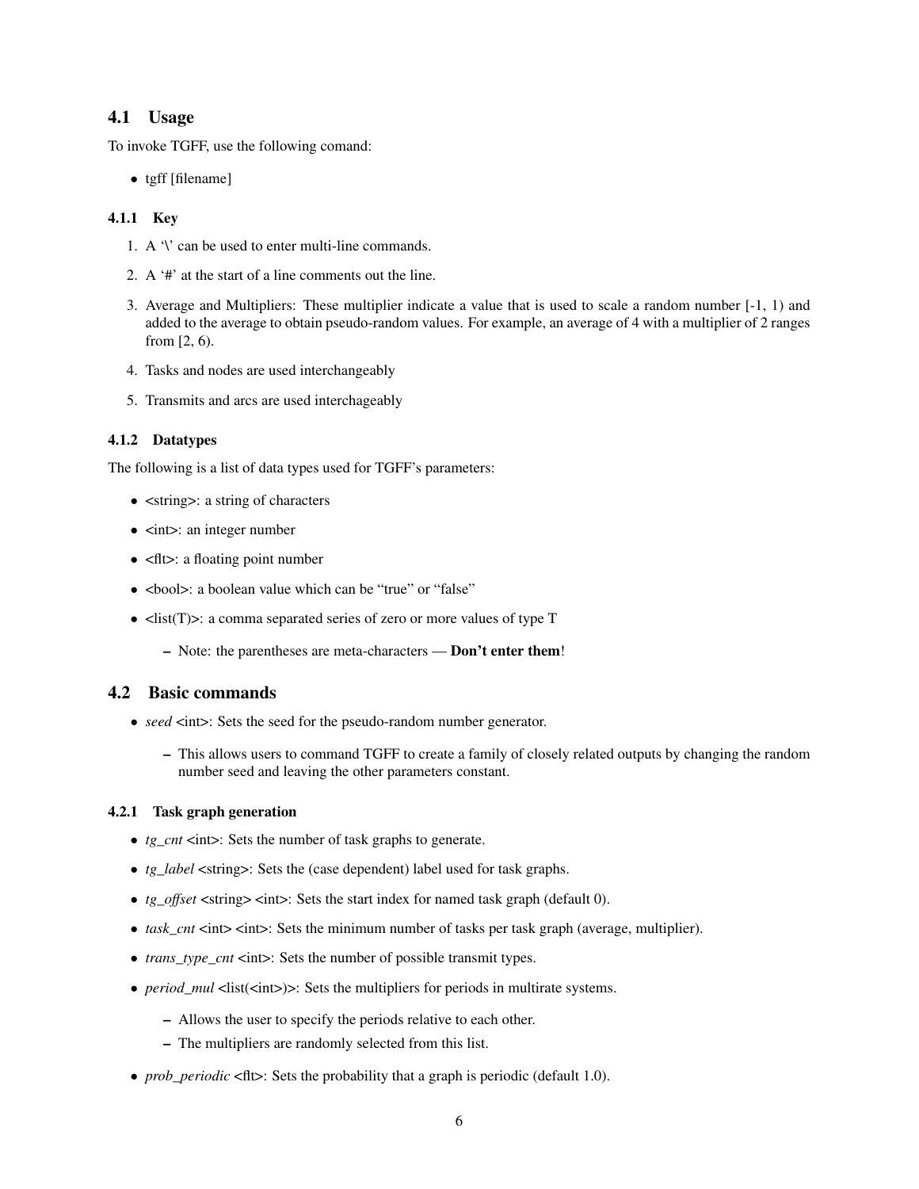## 4.1 Usage

To invoke TGFF, use the following comand:

- tgff [filename]

### 4.1.1 Key

1. A '\' can be used to enter multi-line commands.
2. A '#' at the start of a line comments out the line.
3. Average and Multipliers: These multiplier indicate a value that is used to scale a random number [-1, 1) and added to the average to obtain pseudo-random values. For example, an average of 4 with a multiplier of 2 ranges from [2, 6).
4. Tasks and nodes are used interchangeably
5. Transmits and arcs are used interchageably

### 4.1.2 Datatypes

The following is a list of data types used for TGFF's parameters:

- <string>: a string of characters
- <int>: an integer number
- <flt>: a floating point number
- <bool>: a boolean value which can be "true" or "false"
- <list(T)>: a comma separated series of zero or more values of type T
  - Note: the parentheses are meta-characters — **Don't enter them**!

## 4.2 Basic commands

- *seed* <int>: Sets the seed for the pseudo-random number generator.
  - This allows users to command TGFF to create a family of closely related outputs by changing the random number seed and leaving the other parameters constant.

### 4.2.1 Task graph generation

- *tg_cnt* <int>: Sets the number of task graphs to generate.
- *tg_label* <string>: Sets the (case dependent) label used for task graphs.
- *tg_offset* <string> <int>: Sets the start index for named task graph (default 0).
- *task_cnt* <int> <int>: Sets the minimum number of tasks per task graph (average, multiplier).
- *trans_type_cnt* <int>: Sets the number of possible transmit types.
- *period_mul* <list(<int>)>: Sets the multipliers for periods in multirate systems.
  - Allows the user to specify the periods relative to each other.
  - The multipliers are randomly selected from this list.
- *prob_periodic* <flt>: Sets the probability that a graph is periodic (default 1.0).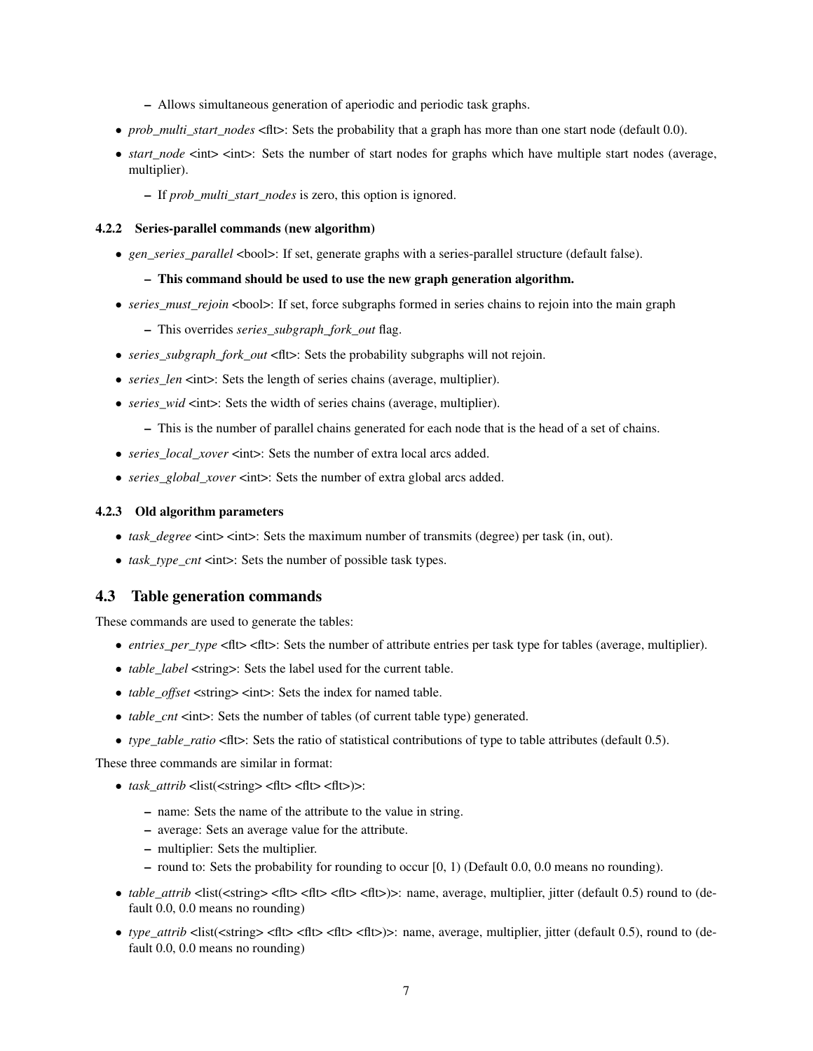- Allows simultaneous generation of aperiodic and periodic task graphs.

- *prob_multi_start_nodes* <flt>: Sets the probability that a graph has more than one start node (default 0.0).
- *start_node* <int> <int>: Sets the number of start nodes for graphs which have multiple start nodes (average, multiplier).
  - If *prob_multi_start_nodes* is zero, this option is ignored.

#### 4.2.2 Series-parallel commands (new algorithm)

- *gen_series_parallel* <bool>: If set, generate graphs with a series-parallel structure (default false).
  - **This command should be used to use the new graph generation algorithm.**
- *series_must_rejoin* <bool>: If set, force subgraphs formed in series chains to rejoin into the main graph
  - This overrides *series_subgraph_fork_out* flag.
- *series_subgraph_fork_out* <flt>: Sets the probability subgraphs will not rejoin.
- *series_len* <int>: Sets the length of series chains (average, multiplier).
- *series_wid* <int>: Sets the width of series chains (average, multiplier).
  - This is the number of parallel chains generated for each node that is the head of a set of chains.
- *series_local_xover* <int>: Sets the number of extra local arcs added.
- *series_global_xover* <int>: Sets the number of extra global arcs added.

#### 4.2.3 Old algorithm parameters

- *task_degree* <int> <int>: Sets the maximum number of transmits (degree) per task (in, out).
- *task_type_cnt* <int>: Sets the number of possible task types.

### 4.3 Table generation commands

These commands are used to generate the tables:

- *entries_per_type* <flt> <flt>: Sets the number of attribute entries per task type for tables (average, multiplier).
- *table_label* <string>: Sets the label used for the current table.
- *table_offset* <string> <int>: Sets the index for named table.
- *table_cnt* <int>: Sets the number of tables (of current table type) generated.
- *type_table_ratio* <flt>: Sets the ratio of statistical contributions of type to table attributes (default 0.5).

These three commands are similar in format:

- *task_attrib* <list(<string> <flt> <flt> <flt>)>:
  - name: Sets the name of the attribute to the value in string.
  - average: Sets an average value for the attribute.
  - multiplier: Sets the multiplier.
  - round to: Sets the probability for rounding to occur [0, 1) (Default 0.0, 0.0 means no rounding).
- *table_attrib* <list(<string> <flt> <flt> <flt> <flt>)>: name, average, multiplier, jitter (default 0.5) round to (default 0.0, 0.0 means no rounding)
- *type_attrib* <list(<string> <flt> <flt> <flt> <flt>)>: name, average, multiplier, jitter (default 0.5), round to (default 0.0, 0.0 means no rounding)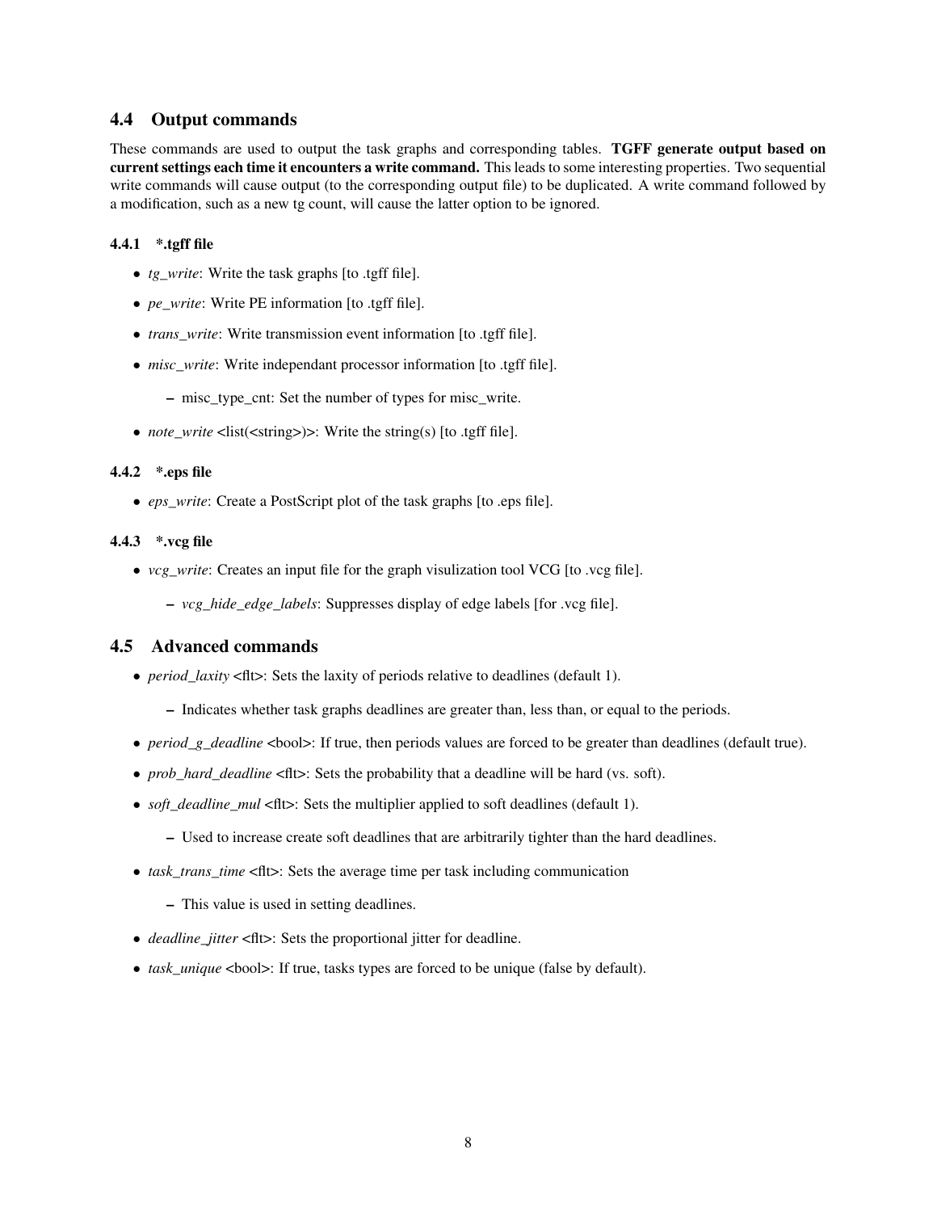## 4.4 Output commands

These commands are used to output the task graphs and corresponding tables. **TGFF generate output based on current settings each time it encounters a write command.** This leads to some interesting properties. Two sequential write commands will cause output (to the corresponding output file) to be duplicated. A write command followed by a modification, such as a new tg count, will cause the latter option to be ignored.

### 4.4.1 *.tgff file

- *tg_write*: Write the task graphs [to .tgff file].
- *pe_write*: Write PE information [to .tgff file].
- *trans_write*: Write transmission event information [to .tgff file].
- *misc_write*: Write independant processor information [to .tgff file].
  - misc_type_cnt: Set the number of types for misc_write.
- *note_write* <list(<string>)>: Write the string(s) [to .tgff file].

### 4.4.2 *.eps file

- *eps_write*: Create a PostScript plot of the task graphs [to .eps file].

### 4.4.3 *.vcg file

- *vcg_write*: Creates an input file for the graph visulization tool VCG [to .vcg file].
  - *vcg_hide_edge_labels*: Suppresses display of edge labels [for .vcg file].

## 4.5 Advanced commands

- *period_laxity* <flt>: Sets the laxity of periods relative to deadlines (default 1).
  - Indicates whether task graphs deadlines are greater than, less than, or equal to the periods.
- *period_g_deadline* <bool>: If true, then periods values are forced to be greater than deadlines (default true).
- *prob_hard_deadline* <flt>: Sets the probability that a deadline will be hard (vs. soft).
- *soft_deadline_mul* <flt>: Sets the multiplier applied to soft deadlines (default 1).
  - Used to increase create soft deadlines that are arbitrarily tighter than the hard deadlines.
- *task_trans_time* <flt>: Sets the average time per task including communication
  - This value is used in setting deadlines.
- *deadline_jitter* <flt>: Sets the proportional jitter for deadline.
- *task_unique* <bool>: If true, tasks types are forced to be unique (false by default).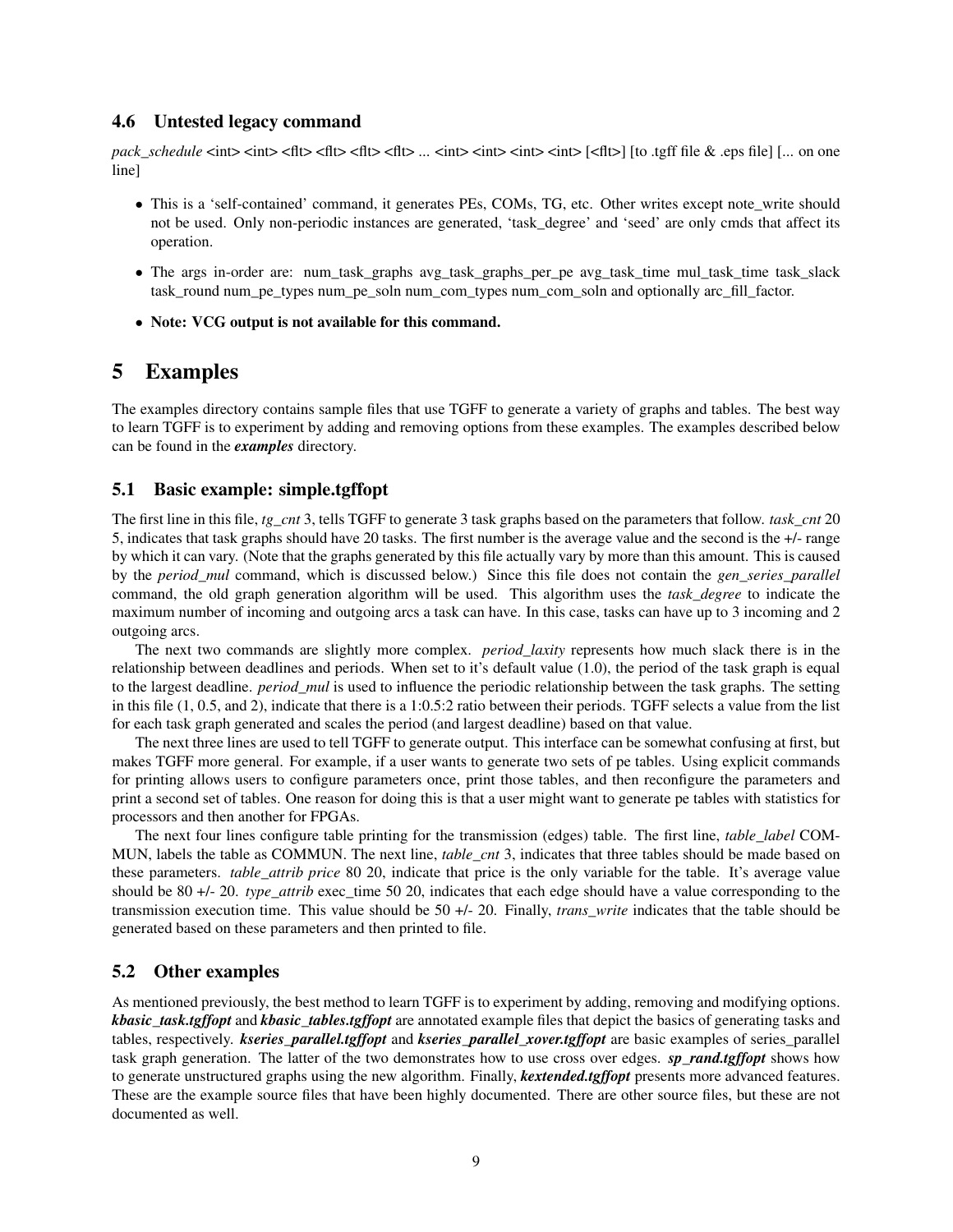### 4.6 Untested legacy command

*pack_schedule* <int> <int> <flt> <flt> <flt> <flt> ... <int> <int> <int> <int> [<flt>] [to .tgff file & .eps file] [... on one line]

- This is a 'self-contained' command, it generates PEs, COMs, TG, etc. Other writes except note_write should not be used. Only non-periodic instances are generated, 'task_degree' and 'seed' are only cmds that affect its operation.
- The args in-order are: num_task_graphs avg_task_graphs_per_pe avg_task_time mul_task_time task_slack task_round num_pe_types num_pe_soln num_com_types num_com_soln and optionally arc_fill_factor.
- **Note: VCG output is not available for this command.**

## 5 Examples

The examples directory contains sample files that use TGFF to generate a variety of graphs and tables. The best way to learn TGFF is to experiment by adding and removing options from these examples. The examples described below can be found in the ***examples*** directory.

### 5.1 Basic example: simple.tgffopt

The first line in this file, *tg_cnt* 3, tells TGFF to generate 3 task graphs based on the parameters that follow. *task_cnt* 20 5, indicates that task graphs should have 20 tasks. The first number is the average value and the second is the +/- range by which it can vary. (Note that the graphs generated by this file actually vary by more than this amount. This is caused by the *period_mul* command, which is discussed below.) Since this file does not contain the *gen_series_parallel* command, the old graph generation algorithm will be used. This algorithm uses the *task_degree* to indicate the maximum number of incoming and outgoing arcs a task can have. In this case, tasks can have up to 3 incoming and 2 outgoing arcs.

The next two commands are slightly more complex. *period_laxity* represents how much slack there is in the relationship between deadlines and periods. When set to it's default value (1.0), the period of the task graph is equal to the largest deadline. *period_mul* is used to influence the periodic relationship between the task graphs. The setting in this file (1, 0.5, and 2), indicate that there is a 1:0.5:2 ratio between their periods. TGFF selects a value from the list for each task graph generated and scales the period (and largest deadline) based on that value.

The next three lines are used to tell TGFF to generate output. This interface can be somewhat confusing at first, but makes TGFF more general. For example, if a user wants to generate two sets of pe tables. Using explicit commands for printing allows users to configure parameters once, print those tables, and then reconfigure the parameters and print a second set of tables. One reason for doing this is that a user might want to generate pe tables with statistics for processors and then another for FPGAs.

The next four lines configure table printing for the transmission (edges) table. The first line, *table_label* COMMUN, labels the table as COMMUN. The next line, *table_cnt* 3, indicates that three tables should be made based on these parameters. *table_attrib price* 80 20, indicate that price is the only variable for the table. It's average value should be 80 +/- 20. *type_attrib* exec_time 50 20, indicates that each edge should have a value corresponding to the transmission execution time. This value should be 50 +/- 20. Finally, *trans_write* indicates that the table should be generated based on these parameters and then printed to file.

### 5.2 Other examples

As mentioned previously, the best method to learn TGFF is to experiment by adding, removing and modifying options. ***kbasic_task.tgffopt*** and ***kbasic_tables.tgffopt*** are annotated example files that depict the basics of generating tasks and tables, respectively. ***kseries_parallel.tgffopt*** and ***kseries_parallel_xover.tgffopt*** are basic examples of series_parallel task graph generation. The latter of the two demonstrates how to use cross over edges. ***sp_rand.tgffopt*** shows how to generate unstructured graphs using the new algorithm. Finally, ***kextended.tgffopt*** presents more advanced features. These are the example source files that have been highly documented. There are other source files, but these are not documented as well.